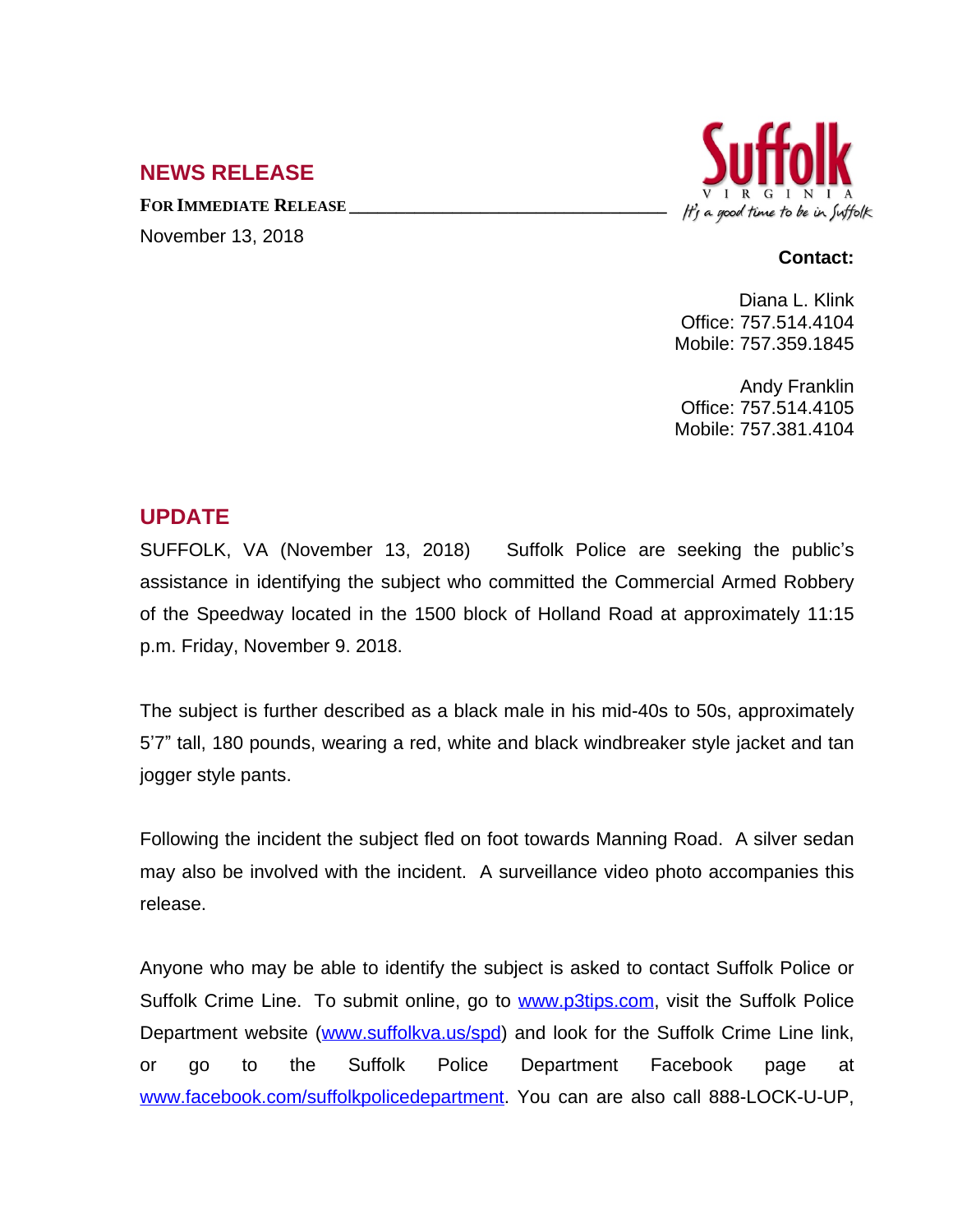## NEWS RELEASE

**FOR IMMEDIATE RELEASE**

November 13, 2018

Suffolk
VIRGINIA
It's a good time to be in Suffolk

**Contact:**

Diana L. Klink
Office: 757.514.4104
Mobile: 757.359.1845

Andy Franklin
Office: 757.514.4105
Mobile: 757.381.4104

## UPDATE

SUFFOLK, VA (November 13, 2018) Suffolk Police are seeking the public's assistance in identifying the subject who committed the Commercial Armed Robbery of the Speedway located in the 1500 block of Holland Road at approximately 11:15 p.m. Friday, November 9. 2018.

The subject is further described as a black male in his mid-40s to 50s, approximately 5'7" tall, 180 pounds, wearing a red, white and black windbreaker style jacket and tan jogger style pants.

Following the incident the subject fled on foot towards Manning Road. A silver sedan may also be involved with the incident. A surveillance video photo accompanies this release.

Anyone who may be able to identify the subject is asked to contact Suffolk Police or Suffolk Crime Line. To submit online, go to www.p3tips.com, visit the Suffolk Police Department website (www.suffolkva.us/spd) and look for the Suffolk Crime Line link, or go to the Suffolk Police Department Facebook page at www.facebook.com/suffolkpolicedepartment. You can are also call 888-LOCK-U-UP,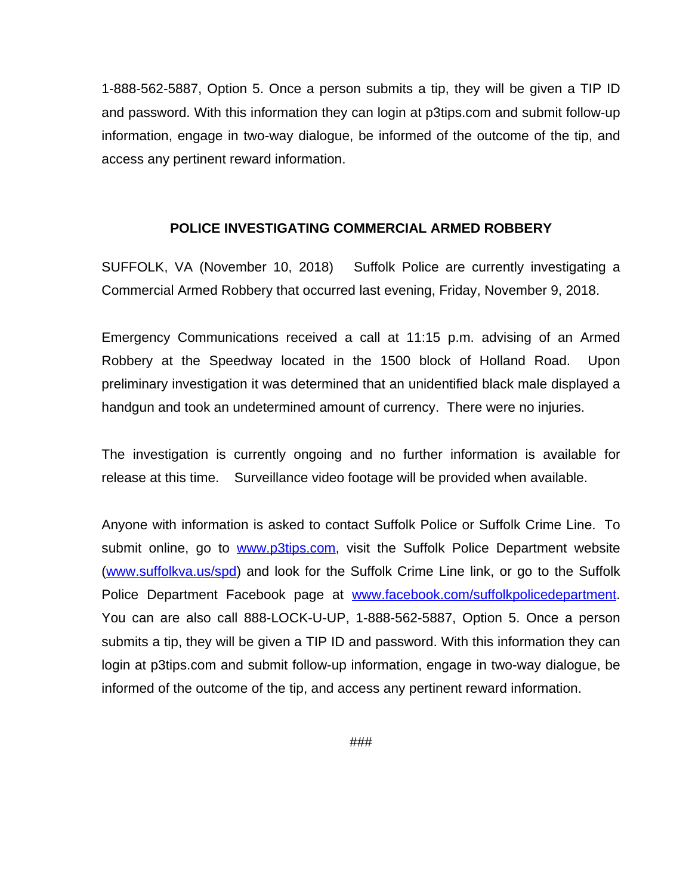1-888-562-5887, Option 5. Once a person submits a tip, they will be given a TIP ID and password. With this information they can login at p3tips.com and submit follow-up information, engage in two-way dialogue, be informed of the outcome of the tip, and access any pertinent reward information.

**POLICE INVESTIGATING COMMERCIAL ARMED ROBBERY**

SUFFOLK, VA (November 10, 2018) Suffolk Police are currently investigating a Commercial Armed Robbery that occurred last evening, Friday, November 9, 2018.

Emergency Communications received a call at 11:15 p.m. advising of an Armed Robbery at the Speedway located in the 1500 block of Holland Road. Upon preliminary investigation it was determined that an unidentified black male displayed a handgun and took an undetermined amount of currency. There were no injuries.

The investigation is currently ongoing and no further information is available for release at this time. Surveillance video footage will be provided when available.

Anyone with information is asked to contact Suffolk Police or Suffolk Crime Line. To submit online, go to www.p3tips.com, visit the Suffolk Police Department website (www.suffolkva.us/spd) and look for the Suffolk Crime Line link, or go to the Suffolk Police Department Facebook page at www.facebook.com/suffolkpolicedepartment. You can are also call 888-LOCK-U-UP, 1-888-562-5887, Option 5. Once a person submits a tip, they will be given a TIP ID and password. With this information they can login at p3tips.com and submit follow-up information, engage in two-way dialogue, be informed of the outcome of the tip, and access any pertinent reward information.

###